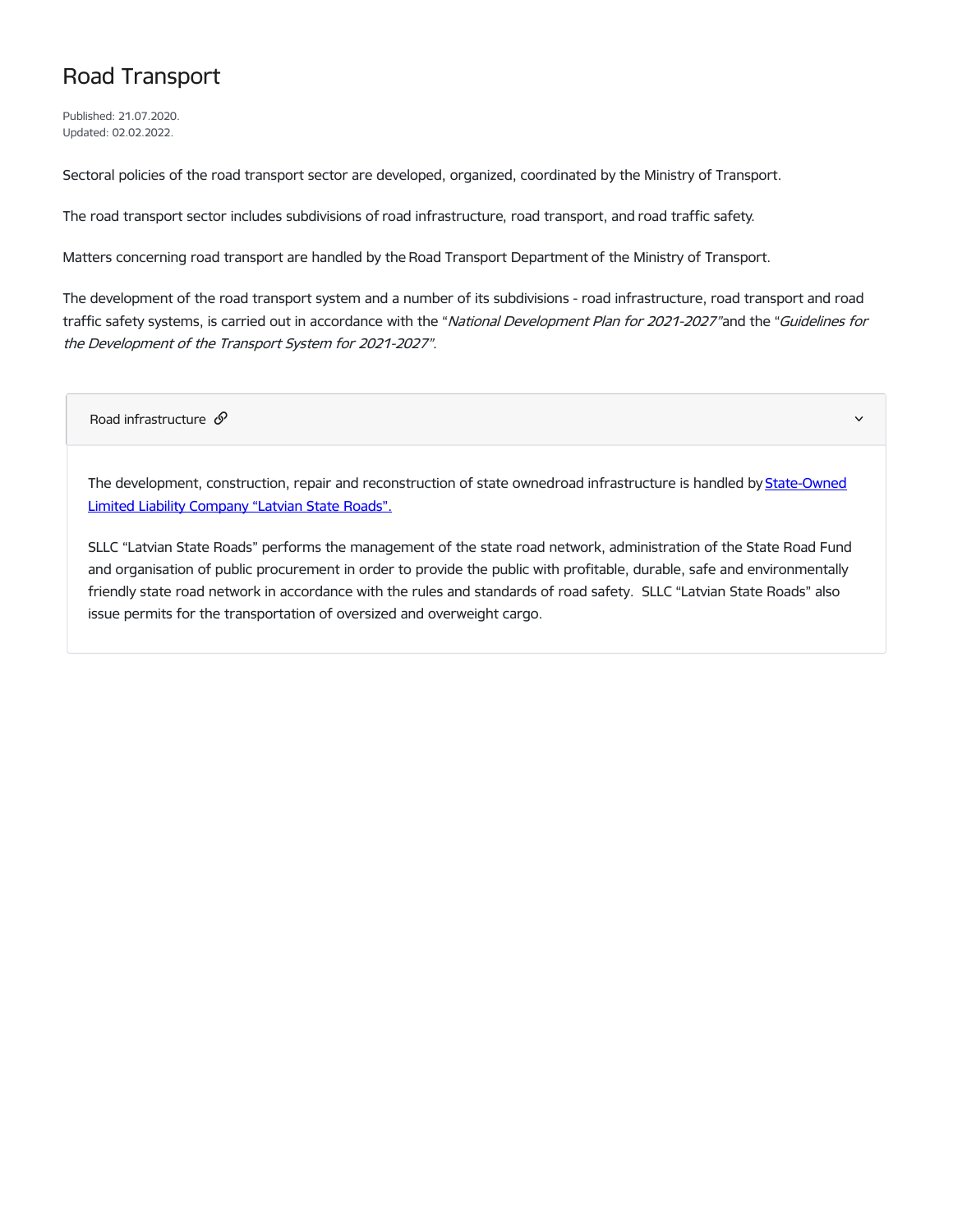# Road Transport

Published: 21.07.2020.
Updated: 02.02.2022.

Sectoral policies of the road transport sector are developed, organized, coordinated by the Ministry of Transport.

The road transport sector includes subdivisions of road infrastructure, road transport, and road traffic safety.

Matters concerning road transport are handled by the Road Transport Department of the Ministry of Transport.

The development of the road transport system and a number of its subdivisions - road infrastructure, road transport and road traffic safety systems, is carried out in accordance with the "*National Development Plan for 2021-2027*"and the "*Guidelines for the Development of the Transport System for 2021-2027*".

## Road infrastructure

The development, construction, repair and reconstruction of state ownedroad infrastructure is handled by State-Owned Limited Liability Company "Latvian State Roads".

SLLC "Latvian State Roads" performs the management of the state road network, administration of the State Road Fund and organisation of public procurement in order to provide the public with profitable, durable, safe and environmentally friendly state road network in accordance with the rules and standards of road safety. SLLC "Latvian State Roads" also issue permits for the transportation of oversized and overweight cargo.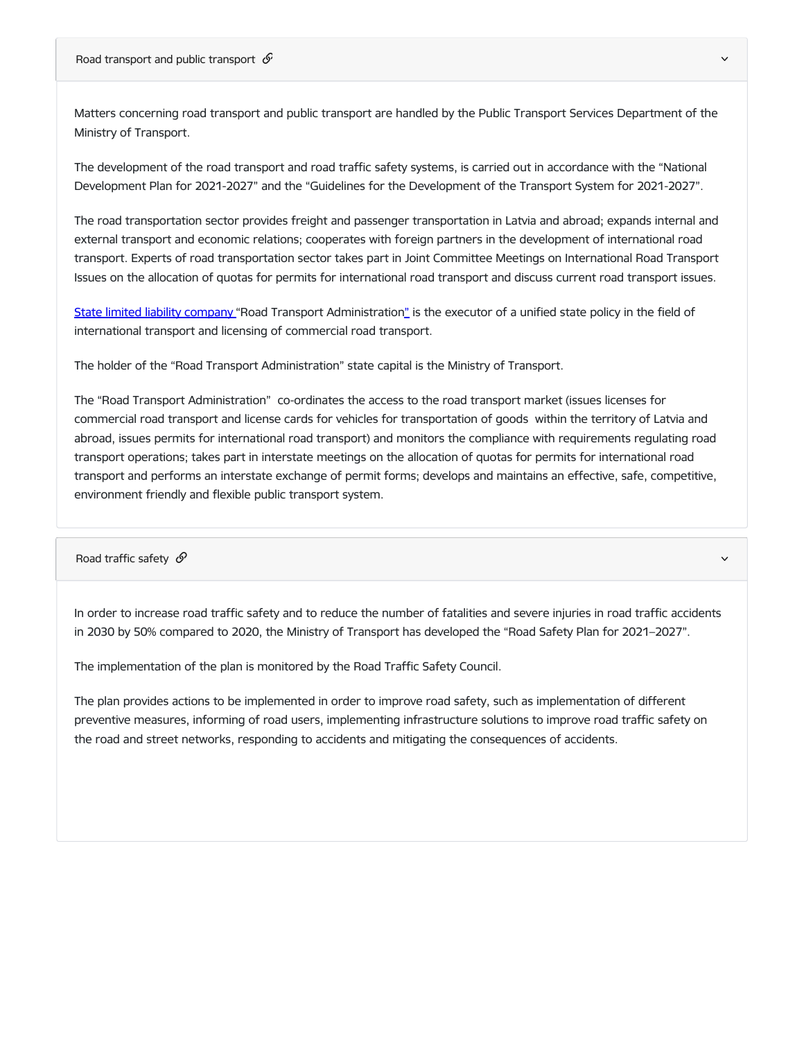## Road transport and public transport

Matters concerning road transport and public transport are handled by the Public Transport Services Department of the Ministry of Transport.

The development of the road transport and road traffic safety systems, is carried out in accordance with the “National Development Plan for 2021-2027” and the “Guidelines for the Development of the Transport System for 2021-2027”.

The road transportation sector provides freight and passenger transportation in Latvia and abroad; expands internal and external transport and economic relations; cooperates with foreign partners in the development of international road transport. Experts of road transportation sector takes part in Joint Committee Meetings on International Road Transport Issues on the allocation of quotas for permits for international road transport and discuss current road transport issues.

State limited liability company “Road Transport Administration” is the executor of a unified state policy in the field of international transport and licensing of commercial road transport.

The holder of the “Road Transport Administration” state capital is the Ministry of Transport.

The “Road Transport Administration” co-ordinates the access to the road transport market (issues licenses for commercial road transport and license cards for vehicles for transportation of goods within the territory of Latvia and abroad, issues permits for international road transport) and monitors the compliance with requirements regulating road transport operations; takes part in interstate meetings on the allocation of quotas for permits for international road transport and performs an interstate exchange of permit forms; develops and maintains an effective, safe, competitive, environment friendly and flexible public transport system.

## Road traffic safety

In order to increase road traffic safety and to reduce the number of fatalities and severe injuries in road traffic accidents in 2030 by 50% compared to 2020, the Ministry of Transport has developed the “Road Safety Plan for 2021–2027”.

The implementation of the plan is monitored by the Road Traffic Safety Council.

The plan provides actions to be implemented in order to improve road safety, such as implementation of different preventive measures, informing of road users, implementing infrastructure solutions to improve road traffic safety on the road and street networks, responding to accidents and mitigating the consequences of accidents.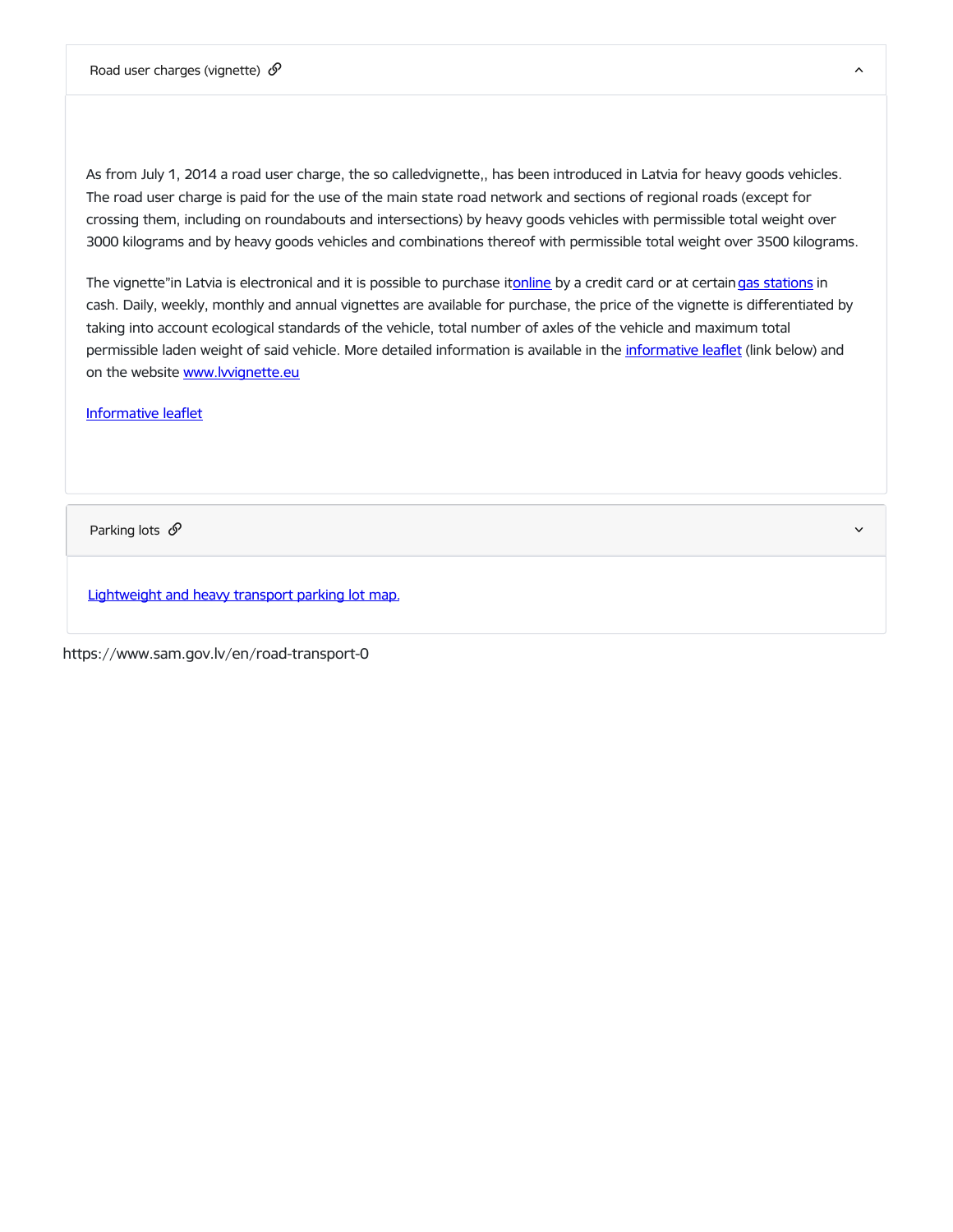## Road user charges (vignette)

As from July 1, 2014 a road user charge, the so calledvignette,, has been introduced in Latvia for heavy goods vehicles. The road user charge is paid for the use of the main state road network and sections of regional roads (except for crossing them, including on roundabouts and intersections) by heavy goods vehicles with permissible total weight over 3000 kilograms and by heavy goods vehicles and combinations thereof with permissible total weight over 3500 kilograms.

The vignette"in Latvia is electronical and it is possible to purchase itonline by a credit card or at certain gas stations in cash. Daily, weekly, monthly and annual vignettes are available for purchase, the price of the vignette is differentiated by taking into account ecological standards of the vehicle, total number of axles of the vehicle and maximum total permissible laden weight of said vehicle. More detailed information is available in the informative leaflet (link below) and on the website www.lvvignette.eu

Informative leaflet

## Parking lots

Lightweight and heavy transport parking lot map.

https://www.sam.gov.lv/en/road-transport-0